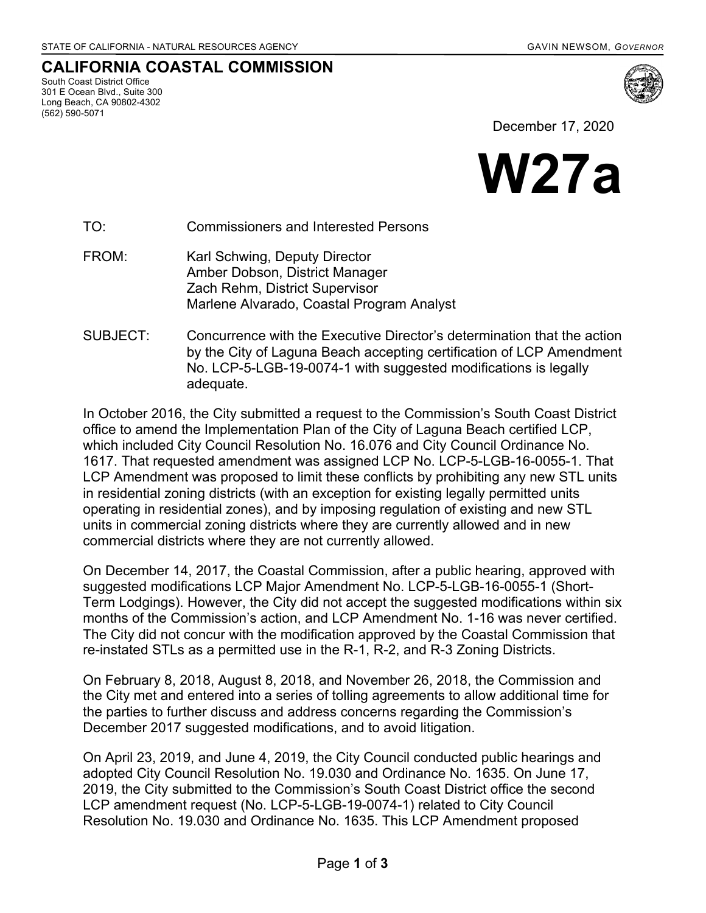STATE OF CALIFORNIA - NATURAL RESOURCES AGENCY GAVIN NEWSOM, *GOVERNOR*

# CALIFORNIA COASTAL COMMISSION

South Coast District Office
301 E Ocean Blvd., Suite 300
Long Beach, CA 90802-4302
(562) 590-5071

December 17, 2020

# W27a

TO: Commissioners and Interested Persons

FROM: Karl Schwing, Deputy Director
Amber Dobson, District Manager
Zach Rehm, District Supervisor
Marlene Alvarado, Coastal Program Analyst

SUBJECT: Concurrence with the Executive Director's determination that the action by the City of Laguna Beach accepting certification of LCP Amendment No. LCP-5-LGB-19-0074-1 with suggested modifications is legally adequate.

In October 2016, the City submitted a request to the Commission's South Coast District office to amend the Implementation Plan of the City of Laguna Beach certified LCP, which included City Council Resolution No. 16.076 and City Council Ordinance No. 1617. That requested amendment was assigned LCP No. LCP-5-LGB-16-0055-1. That LCP Amendment was proposed to limit these conflicts by prohibiting any new STL units in residential zoning districts (with an exception for existing legally permitted units operating in residential zones), and by imposing regulation of existing and new STL units in commercial zoning districts where they are currently allowed and in new commercial districts where they are not currently allowed.

On December 14, 2017, the Coastal Commission, after a public hearing, approved with suggested modifications LCP Major Amendment No. LCP-5-LGB-16-0055-1 (Short-Term Lodgings). However, the City did not accept the suggested modifications within six months of the Commission's action, and LCP Amendment No. 1-16 was never certified. The City did not concur with the modification approved by the Coastal Commission that re-instated STLs as a permitted use in the R-1, R-2, and R-3 Zoning Districts.

On February 8, 2018, August 8, 2018, and November 26, 2018, the Commission and the City met and entered into a series of tolling agreements to allow additional time for the parties to further discuss and address concerns regarding the Commission's December 2017 suggested modifications, and to avoid litigation.

On April 23, 2019, and June 4, 2019, the City Council conducted public hearings and adopted City Council Resolution No. 19.030 and Ordinance No. 1635. On June 17, 2019, the City submitted to the Commission's South Coast District office the second LCP amendment request (No. LCP-5-LGB-19-0074-1) related to City Council Resolution No. 19.030 and Ordinance No. 1635. This LCP Amendment proposed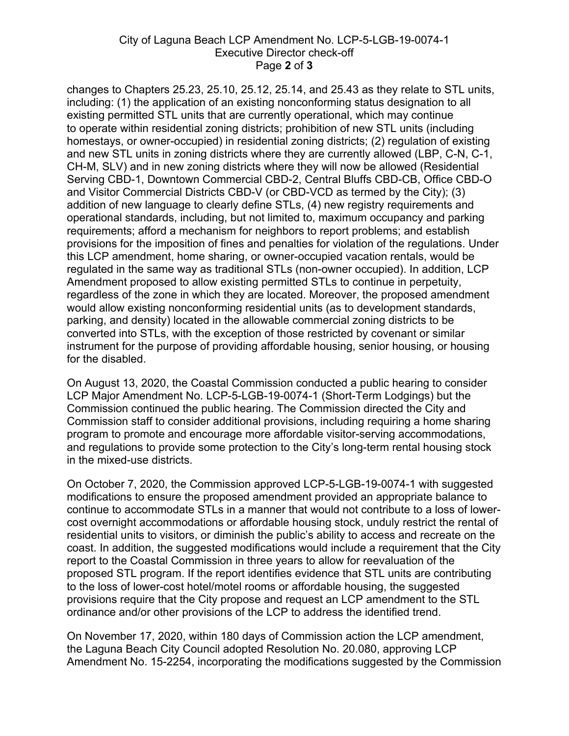changes to Chapters 25.23, 25.10, 25.12, 25.14, and 25.43 as they relate to STL units, including: (1) the application of an existing nonconforming status designation to all existing permitted STL units that are currently operational, which may continue to operate within residential zoning districts; prohibition of new STL units (including homestays, or owner-occupied) in residential zoning districts; (2) regulation of existing and new STL units in zoning districts where they are currently allowed (LBP, C-N, C-1, CH-M, SLV) and in new zoning districts where they will now be allowed (Residential Serving CBD-1, Downtown Commercial CBD-2, Central Bluffs CBD-CB, Office CBD-O and Visitor Commercial Districts CBD-V (or CBD-VCD as termed by the City); (3) addition of new language to clearly define STLs, (4) new registry requirements and operational standards, including, but not limited to, maximum occupancy and parking requirements; afford a mechanism for neighbors to report problems; and establish provisions for the imposition of fines and penalties for violation of the regulations. Under this LCP amendment, home sharing, or owner-occupied vacation rentals, would be regulated in the same way as traditional STLs (non-owner occupied). In addition, LCP Amendment proposed to allow existing permitted STLs to continue in perpetuity, regardless of the zone in which they are located. Moreover, the proposed amendment would allow existing nonconforming residential units (as to development standards, parking, and density) located in the allowable commercial zoning districts to be converted into STLs, with the exception of those restricted by covenant or similar instrument for the purpose of providing affordable housing, senior housing, or housing for the disabled.

On August 13, 2020, the Coastal Commission conducted a public hearing to consider LCP Major Amendment No. LCP-5-LGB-19-0074-1 (Short-Term Lodgings) but the Commission continued the public hearing. The Commission directed the City and Commission staff to consider additional provisions, including requiring a home sharing program to promote and encourage more affordable visitor-serving accommodations, and regulations to provide some protection to the City's long-term rental housing stock in the mixed-use districts.

On October 7, 2020, the Commission approved LCP-5-LGB-19-0074-1 with suggested modifications to ensure the proposed amendment provided an appropriate balance to continue to accommodate STLs in a manner that would not contribute to a loss of lower-cost overnight accommodations or affordable housing stock, unduly restrict the rental of residential units to visitors, or diminish the public's ability to access and recreate on the coast. In addition, the suggested modifications would include a requirement that the City report to the Coastal Commission in three years to allow for reevaluation of the proposed STL program. If the report identifies evidence that STL units are contributing to the loss of lower-cost hotel/motel rooms or affordable housing, the suggested provisions require that the City propose and request an LCP amendment to the STL ordinance and/or other provisions of the LCP to address the identified trend.

On November 17, 2020, within 180 days of Commission action the LCP amendment, the Laguna Beach City Council adopted Resolution No. 20.080, approving LCP Amendment No. 15-2254, incorporating the modifications suggested by the Commission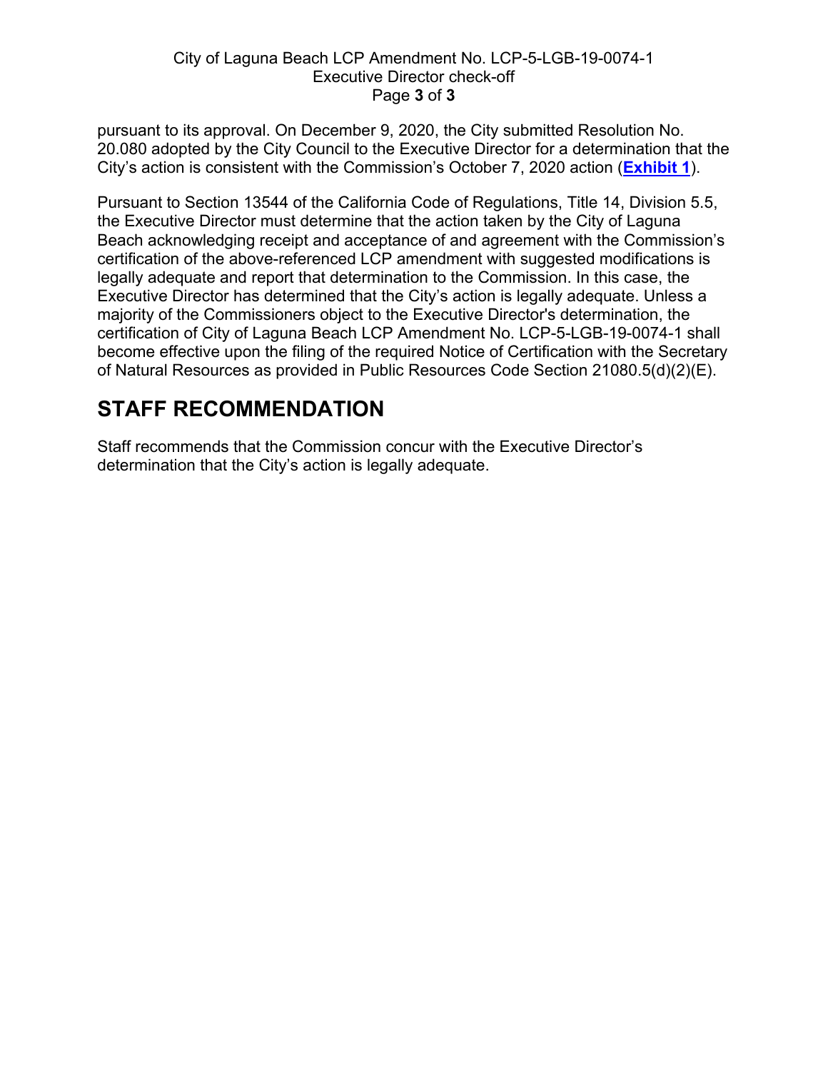pursuant to its approval. On December 9, 2020, the City submitted Resolution No. 20.080 adopted by the City Council to the Executive Director for a determination that the City's action is consistent with the Commission's October 7, 2020 action (**Exhibit 1**).

Pursuant to Section 13544 of the California Code of Regulations, Title 14, Division 5.5, the Executive Director must determine that the action taken by the City of Laguna Beach acknowledging receipt and acceptance of and agreement with the Commission's certification of the above-referenced LCP amendment with suggested modifications is legally adequate and report that determination to the Commission. In this case, the Executive Director has determined that the City's action is legally adequate. Unless a majority of the Commissioners object to the Executive Director's determination, the certification of City of Laguna Beach LCP Amendment No. LCP-5-LGB-19-0074-1 shall become effective upon the filing of the required Notice of Certification with the Secretary of Natural Resources as provided in Public Resources Code Section 21080.5(d)(2)(E).

# STAFF RECOMMENDATION

Staff recommends that the Commission concur with the Executive Director's determination that the City's action is legally adequate.